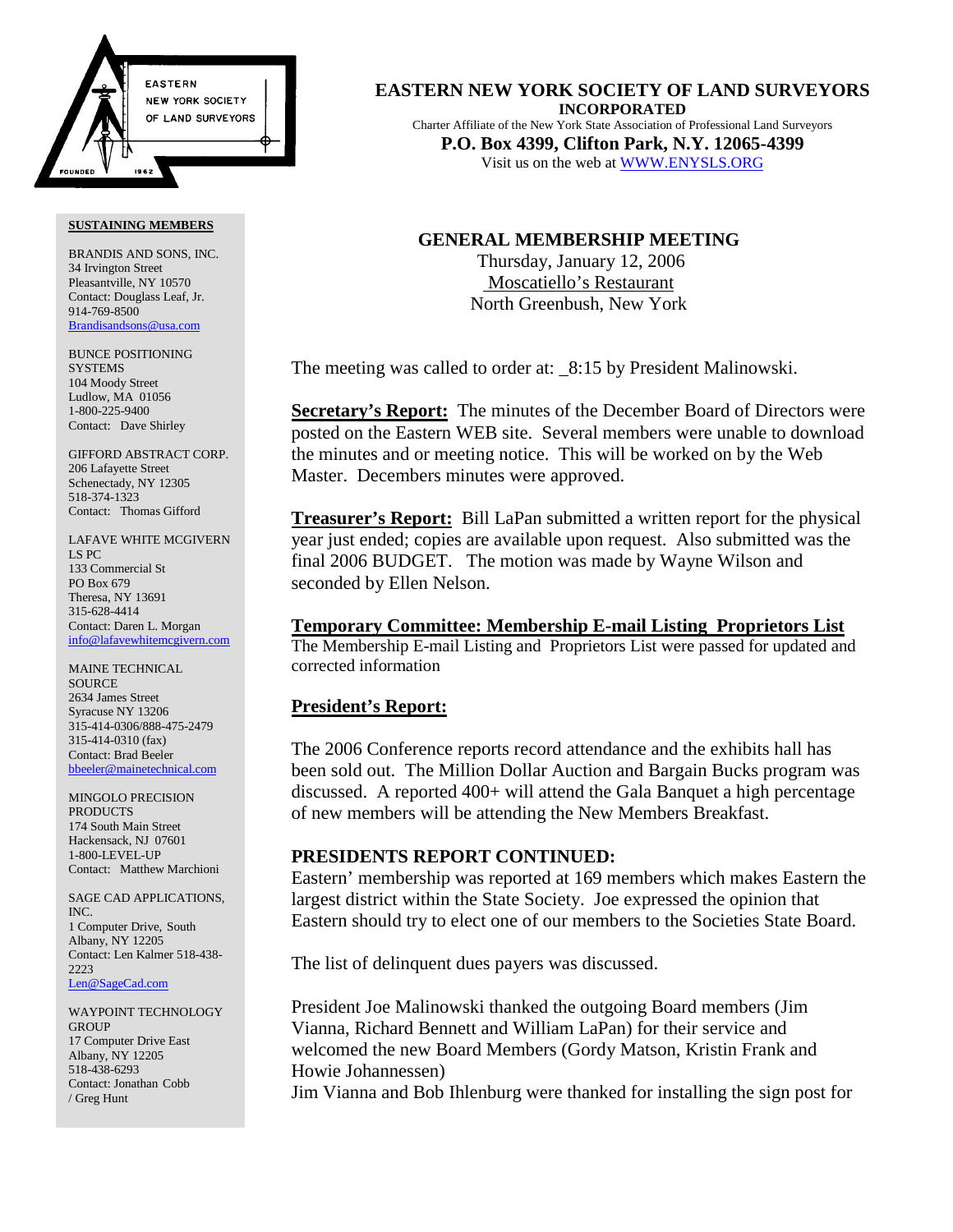EASTERN NEW YORK SOCIETY OF LAND SURVEYORS FOUNDED 1962

# EASTERN NEW YORK SOCIETY OF LAND SURVEYORS

**INCORPORATED**

Charter Affiliate of the New York State Association of Professional Land Surveyors

**P.O. Box 4399, Clifton Park, N.Y. 12065-4399**

Visit us on the web at WWW.ENYSLS.ORG

**SUSTAINING MEMBERS**

BRANDIS AND SONS, INC.
34 Irvington Street
Pleasantville, NY 10570
Contact: Douglass Leaf, Jr.
914-769-8500
Brandisandsons@usa.com

BUNCE POSITIONING SYSTEMS
104 Moody Street
Ludlow, MA 01056
1-800-225-9400
Contact: Dave Shirley

GIFFORD ABSTRACT CORP.
206 Lafayette Street
Schenectady, NY 12305
518-374-1323
Contact: Thomas Gifford

LAFAVE WHITE MCGIVERN LS PC
133 Commercial St
PO Box 679
Theresa, NY 13691
315-628-4414
Contact: Daren L. Morgan
info@lafavewhitemcgivern.com

MAINE TECHNICAL SOURCE
2634 James Street
Syracuse NY 13206
315-414-0306/888-475-2479
315-414-0310 (fax)
Contact: Brad Beeler
bbeeler@mainetechnical.com

MINGOLO PRECISION PRODUCTS
174 South Main Street
Hackensack, NJ 07601
1-800-LEVEL-UP
Contact: Matthew Marchioni

SAGE CAD APPLICATIONS, INC.
1 Computer Drive, South
Albany, NY 12205
Contact: Len Kalmer 518-438-2223
Len@SageCad.com

WAYPOINT TECHNOLOGY GROUP
17 Computer Drive East
Albany, NY 12205
518-438-6293
Contact: Jonathan Cobb / Greg Hunt

## GENERAL MEMBERSHIP MEETING

Thursday, January 12, 2006
Moscatiello's Restaurant
North Greenbush, New York

The meeting was called to order at: _8:15 by President Malinowski.

**Secretary's Report:** The minutes of the December Board of Directors were posted on the Eastern WEB site. Several members were unable to download the minutes and or meeting notice. This will be worked on by the Web Master. Decembers minutes were approved.

**Treasurer's Report:** Bill LaPan submitted a written report for the physical year just ended; copies are available upon request. Also submitted was the final 2006 BUDGET. The motion was made by Wayne Wilson and seconded by Ellen Nelson.

**Temporary Committee: Membership E-mail Listing Proprietors List**

The Membership E-mail Listing and Proprietors List were passed for updated and corrected information

**President's Report:**

The 2006 Conference reports record attendance and the exhibits hall has been sold out. The Million Dollar Auction and Bargain Bucks program was discussed. A reported 400+ will attend the Gala Banquet a high percentage of new members will be attending the New Members Breakfast.

**PRESIDENTS REPORT CONTINUED:**

Eastern' membership was reported at 169 members which makes Eastern the largest district within the State Society. Joe expressed the opinion that Eastern should try to elect one of our members to the Societies State Board.

The list of delinquent dues payers was discussed.

President Joe Malinowski thanked the outgoing Board members (Jim Vianna, Richard Bennett and William LaPan) for their service and welcomed the new Board Members (Gordy Matson, Kristin Frank and Howie Johannessen)

Jim Vianna and Bob Ihlenburg were thanked for installing the sign post for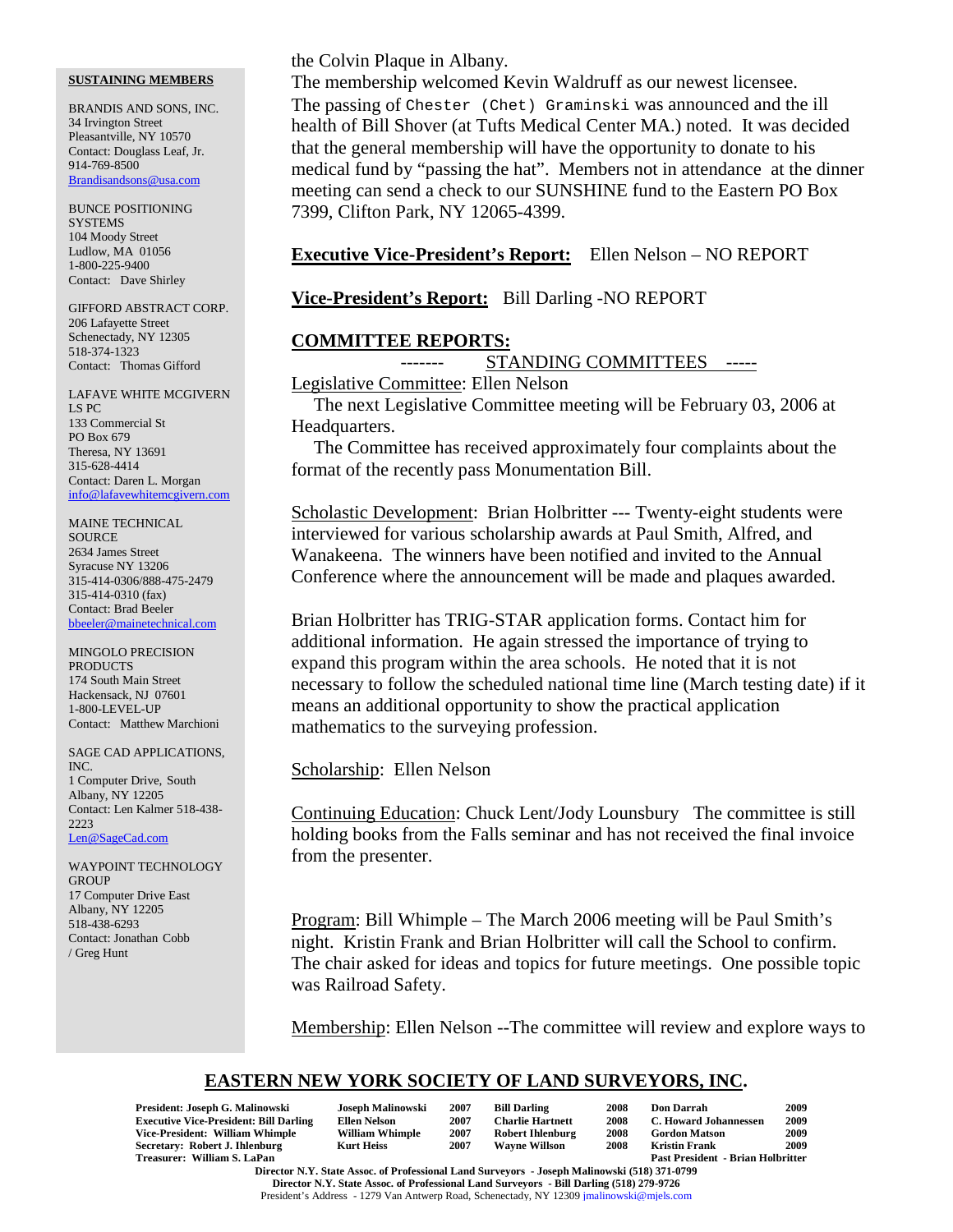**SUSTAINING MEMBERS**

BRANDIS AND SONS, INC.
34 Irvington Street
Pleasantville, NY 10570
Contact: Douglass Leaf, Jr.
914-769-8500
Brandisandsons@usa.com

BUNCE POSITIONING SYSTEMS
104 Moody Street
Ludlow, MA 01056
1-800-225-9400
Contact: Dave Shirley

GIFFORD ABSTRACT CORP.
206 Lafayette Street
Schenectady, NY 12305
518-374-1323
Contact: Thomas Gifford

LAFAVE WHITE MCGIVERN LS PC
133 Commercial St
PO Box 679
Theresa, NY 13691
315-628-4414
Contact: Daren L. Morgan
info@lafavewhitemcgivern.com

MAINE TECHNICAL SOURCE
2634 James Street
Syracuse NY 13206
315-414-0306/888-475-2479
315-414-0310 (fax)
Contact: Brad Beeler
bbeeler@mainetechnical.com

MINGOLO PRECISION PRODUCTS
174 South Main Street
Hackensack, NJ 07601
1-800-LEVEL-UP
Contact: Matthew Marchioni

SAGE CAD APPLICATIONS, INC.
1 Computer Drive, South
Albany, NY 12205
Contact: Len Kalmer 518-438-2223
Len@SageCad.com

WAYPOINT TECHNOLOGY GROUP
17 Computer Drive East
Albany, NY 12205
518-438-6293
Contact: Jonathan Cobb / Greg Hunt

the Colvin Plaque in Albany.

The membership welcomed Kevin Waldruff as our newest licensee.

The passing of Chester (Chet) Graminski was announced and the ill health of Bill Shover (at Tufts Medical Center MA.) noted. It was decided that the general membership will have the opportunity to donate to his medical fund by "passing the hat". Members not in attendance at the dinner meeting can send a check to our SUNSHINE fund to the Eastern PO Box 7399, Clifton Park, NY 12065-4399.

**Executive Vice-President's Report:** Ellen Nelson – NO REPORT

**Vice-President's Report:** Bill Darling -NO REPORT

**COMMITTEE REPORTS:**

------- STANDING COMMITTEES -----

Legislative Committee: Ellen Nelson

The next Legislative Committee meeting will be February 03, 2006 at Headquarters.

The Committee has received approximately four complaints about the format of the recently pass Monumentation Bill.

Scholastic Development: Brian Holbritter --- Twenty-eight students were interviewed for various scholarship awards at Paul Smith, Alfred, and Wanakeena. The winners have been notified and invited to the Annual Conference where the announcement will be made and plaques awarded.

Brian Holbritter has TRIG-STAR application forms. Contact him for additional information. He again stressed the importance of trying to expand this program within the area schools. He noted that it is not necessary to follow the scheduled national time line (March testing date) if it means an additional opportunity to show the practical application mathematics to the surveying profession.

Scholarship: Ellen Nelson

Continuing Education: Chuck Lent/Jody Lounsbury The committee is still holding books from the Falls seminar and has not received the final invoice from the presenter.

Program: Bill Whimple – The March 2006 meeting will be Paul Smith's night. Kristin Frank and Brian Holbritter will call the School to confirm. The chair asked for ideas and topics for future meetings. One possible topic was Railroad Safety.

Membership: Ellen Nelson --The committee will review and explore ways to

**EASTERN NEW YORK SOCIETY OF LAND SURVEYORS, INC.**

| | | | | | | | |
|---|---|---|---|---|---|---|---|
| President: Joseph G. Malinowski | Joseph Malinowski | 2007 | Bill Darling | 2008 | Don Darrah | 2009 |
| Executive Vice-President: Bill Darling | Ellen Nelson | 2007 | Charlie Hartnett | 2008 | C. Howard Johannessen | 2009 |
| Vice-President: William Whimple | William Whimple | 2007 | Robert Ihlenburg | 2008 | Gordon Matson | 2009 |
| Secretary: Robert J. Ihlenburg | Kurt Heiss | 2007 | Wayne Willson | 2008 | Kristin Frank | 2009 |
| Treasurer: William S. LaPan | | | | | Past President - Brian Holbritter | |

Director N.Y. State Assoc. of Professional Land Surveyors - Joseph Malinowski (518) 371-0799
Director N.Y. State Assoc. of Professional Land Surveyors - Bill Darling (518) 279-9726
President's Address - 1279 Van Antwerp Road, Schenectady, NY 12309 jmalinowski@mjels.com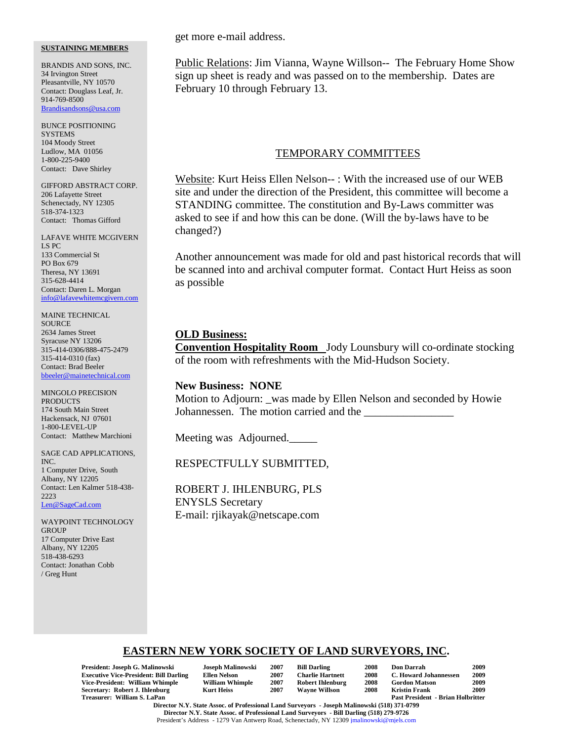get more e-mail address.

Public Relations: Jim Vianna, Wayne Willson-- The February Home Show sign up sheet is ready and was passed on to the membership. Dates are February 10 through February 13.

## TEMPORARY COMMITTEES

Website: Kurt Heiss Ellen Nelson-- : With the increased use of our WEB site and under the direction of the President, this committee will become a STANDING committee. The constitution and By-Laws committer was asked to see if and how this can be done. (Will the by-laws have to be changed?)

Another announcement was made for old and past historical records that will be scanned into and archival computer format. Contact Hurt Heiss as soon as possible

**OLD Business:**

**Convention Hospitality Room** Jody Lounsbury will co-ordinate stocking of the room with refreshments with the Mid-Hudson Society.

**New Business: NONE**

Motion to Adjourn: _was made by Ellen Nelson and seconded by Howie Johannessen. The motion carried and the ________________

Meeting was Adjourned._____

RESPECTFULLY SUBMITTED,

ROBERT J. IHLENBURG, PLS
ENYSLS Secretary
E-mail: rjikayak@netscape.com

**SUSTAINING MEMBERS**

BRANDIS AND SONS, INC.
34 Irvington Street
Pleasantville, NY 10570
Contact: Douglass Leaf, Jr.
914-769-8500
Brandisandsons@usa.com

BUNCE POSITIONING SYSTEMS
104 Moody Street
Ludlow, MA 01056
1-800-225-9400
Contact: Dave Shirley

GIFFORD ABSTRACT CORP.
206 Lafayette Street
Schenectady, NY 12305
518-374-1323
Contact: Thomas Gifford

LAFAVE WHITE MCGIVERN LS PC
133 Commercial St
PO Box 679
Theresa, NY 13691
315-628-4414
Contact: Daren L. Morgan
info@lafavewhitemcgivern.com

MAINE TECHNICAL SOURCE
2634 James Street
Syracuse NY 13206
315-414-0306/888-475-2479
315-414-0310 (fax)
Contact: Brad Beeler
bbeeler@mainetechnical.com

MINGOLO PRECISION PRODUCTS
174 South Main Street
Hackensack, NJ 07601
1-800-LEVEL-UP
Contact: Matthew Marchioni

SAGE CAD APPLICATIONS, INC.
1 Computer Drive, South
Albany, NY 12205
Contact: Len Kalmer 518-438-2223
Len@SageCad.com

WAYPOINT TECHNOLOGY GROUP
17 Computer Drive East
Albany, NY 12205
518-438-6293
Contact: Jonathan Cobb / Greg Hunt

## EASTERN NEW YORK SOCIETY OF LAND SURVEYORS, INC.

| | | | | | | | |
|---|---|---|---|---|---|---|---|
| **President: Joseph G. Malinowski** | **Joseph Malinowski** | **2007** | **Bill Darling** | **2008** | **Don Darrah** | **2009** |
| **Executive Vice-President: Bill Darling** | **Ellen Nelson** | **2007** | **Charlie Hartnett** | **2008** | **C. Howard Johannessen** | **2009** |
| **Vice-President: William Whimple** | **William Whimple** | **2007** | **Robert Ihlenburg** | **2008** | **Gordon Matson** | **2009** |
| **Secretary: Robert J. Ihlenburg** | **Kurt Heiss** | **2007** | **Wayne Willson** | **2008** | **Kristin Frank** | **2009** |
| **Treasurer: William S. LaPan** | | | | | **Past President - Brian Holbritter** | |

**Director N.Y. State Assoc. of Professional Land Surveyors - Joseph Malinowski (518) 371-0799**
**Director N.Y. State Assoc. of Professional Land Surveyors - Bill Darling (518) 279-9726**
President's Address - 1279 Van Antwerp Road, Schenectady, NY 12309 jmalinowski@mjels.com